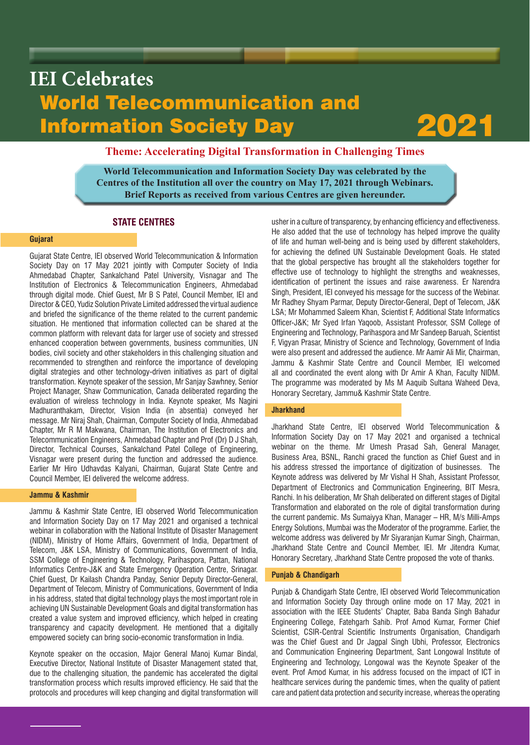# IEI Celebrates World Telecommunication and Information Society Day 2021

**Theme: Accelerating Digital Transformation in Challenging Times**

**World Telecommunication and Information Society Day was celebrated by the Centres of the Institution all over the country on May 17, 2021 through Webinars. Brief Reports as received from various Centres are given hereunder.**

## STATE CENTRES

### Gujarat

Gujarat State Centre, IEI observed World Telecommunication & Information Society Day on 17 May 2021 jointly with Computer Society of India Ahmedabad Chapter, Sankalchand Patel University, Visnagar and The Institution of Electronics & Telecommunication Engineers, Ahmedabad through digital mode. Chief Guest, Mr B S Patel, Council Member, IEI and Director & CEO, Yudiz Solution Private Limited addressed the virtual audience and briefed the significance of the theme related to the current pandemic situation. He mentioned that information collected can be shared at the common platform with relevant data for larger use of society and stressed enhanced cooperation between governments, business communities, UN bodies, civil society and other stakeholders in this challenging situation and recommended to strengthen and reinforce the importance of developing digital strategies and other technology-driven initiatives as part of digital transformation. Keynote speaker of the session, Mr Sanjay Sawhney, Senior Project Manager, Shaw Communication, Canada deliberated regarding the evaluation of wireless technology in India. Keynote speaker, Ms Nagini Madhuranthakam, Director, Vision India (in absentia) conveyed her message. Mr Niraj Shah, Chairman, Computer Society of India, Ahmedabad Chapter, Mr R M Makwana, Chairman, The Institution of Electronics and Telecommunication Engineers, Ahmedabad Chapter and Prof (Dr) D J Shah, Director, Technical Courses, Sankalchand Patel College of Engineering, Visnagar were present during the function and addressed the audience. Earlier Mr Hiro Udhavdas Kalyani, Chairman, Gujarat State Centre and Council Member, IEI delivered the welcome address.

### Jammu & Kashmir

Jammu & Kashmir State Centre, IEI observed World Telecommunication and Information Society Day on 17 May 2021 and organised a technical webinar in collaboration with the National Institute of Disaster Management (NIDM), Ministry of Home Affairs, Government of India, Department of Telecom, J&K LSA, Ministry of Communications, Government of India, SSM College of Engineering & Technology, Parihaspora, Pattan, National Informatics Centre-J&K and State Emergency Operation Centre, Srinagar. Chief Guest, Dr Kailash Chandra Panday, Senior Deputy Director-General, Department of Telecom, Ministry of Communications, Government of India in his address, stated that digital technology plays the most important role in achieving UN Sustainable Development Goals and digital transformation has created a value system and improved efficiency, which helped in creating transparency and capacity development. He mentioned that a digitally empowered society can bring socio-economic transformation in India.

Keynote speaker on the occasion, Major General Manoj Kumar Bindal, Executive Director, National Institute of Disaster Management stated that, due to the challenging situation, the pandemic has accelerated the digital transformation process which results improved efficiency. He said that the protocols and procedures will keep changing and digital transformation will usher in a culture of transparency, by enhancing efficiency and effectiveness. He also added that the use of technology has helped improve the quality of life and human well-being and is being used by different stakeholders, for achieving the defined UN Sustainable Development Goals. He stated that the global perspective has brought all the stakeholders together for effective use of technology to highlight the strengths and weaknesses, identification of pertinent the issues and raise awareness. Er Narendra Singh, President, IEI conveyed his message for the success of the Webinar. Mr Radhey Shyam Parmar, Deputy Director-General, Dept of Telecom, J&K LSA; Mr Mohammed Saleem Khan, Scientist F, Additional State Informatics Officer-J&K; Mr Syed Irfan Yaqoob, Assistant Professor, SSM College of Engineering and Technology, Parihaspora and Mr Sandeep Baruah, Scientist F, Vigyan Prasar, Ministry of Science and Technology, Government of India were also present and addressed the audience. Mr Aamir Ali Mir, Chairman, Jammu & Kashmir State Centre and Council Member, IEI welcomed all and coordinated the event along with Dr Amir A Khan, Faculty NIDM. The programme was moderated by Ms M Aaquib Sultana Waheed Deva, Honorary Secretary, Jammu& Kashmir State Centre.

### Jharkhand

Jharkhand State Centre, IEI observed World Telecommunication & Information Society Day on 17 May 2021 and organised a technical webinar on the theme. Mr Umesh Prasad Sah, General Manager, Business Area, BSNL, Ranchi graced the function as Chief Guest and in his address stressed the importance of digitization of businesses. The Keynote address was delivered by Mr Vishal H Shah, Assistant Professor, Department of Electronics and Communication Engineering, BIT Mesra, Ranchi. In his deliberation, Mr Shah deliberated on different stages of Digital Transformation and elaborated on the role of digital transformation during the current pandemic. Ms Sumaiyya Khan, Manager – HR, M/s Milli-Amps Energy Solutions, Mumbai was the Moderator of the programme. Earlier, the welcome address was delivered by Mr Siyaranjan Kumar Singh, Chairman, Jharkhand State Centre and Council Member, IEI. Mr Jitendra Kumar, Honorary Secretary, Jharkhand State Centre proposed the vote of thanks.

### Punjab & Chandigarh

Punjab & Chandigarh State Centre, IEI observed World Telecommunication and Information Society Day through online mode on 17 May, 2021 in association with the IEEE Students' Chapter, Baba Banda Singh Bahadur Engineering College, Fatehgarh Sahib. Prof Amod Kumar, Former Chief Scientist, CSIR-Central Scientific Instruments Organisation, Chandigarh was the Chief Guest and Dr Jagpal Singh Ubhi, Professor, Electronics and Communication Engineering Department, Sant Longowal Institute of Engineering and Technology, Longowal was the Keynote Speaker of the event. Prof Amod Kumar, in his address focused on the impact of ICT in healthcare services during the pandemic times, when the quality of patient care and patient data protection and security increase, whereas the operating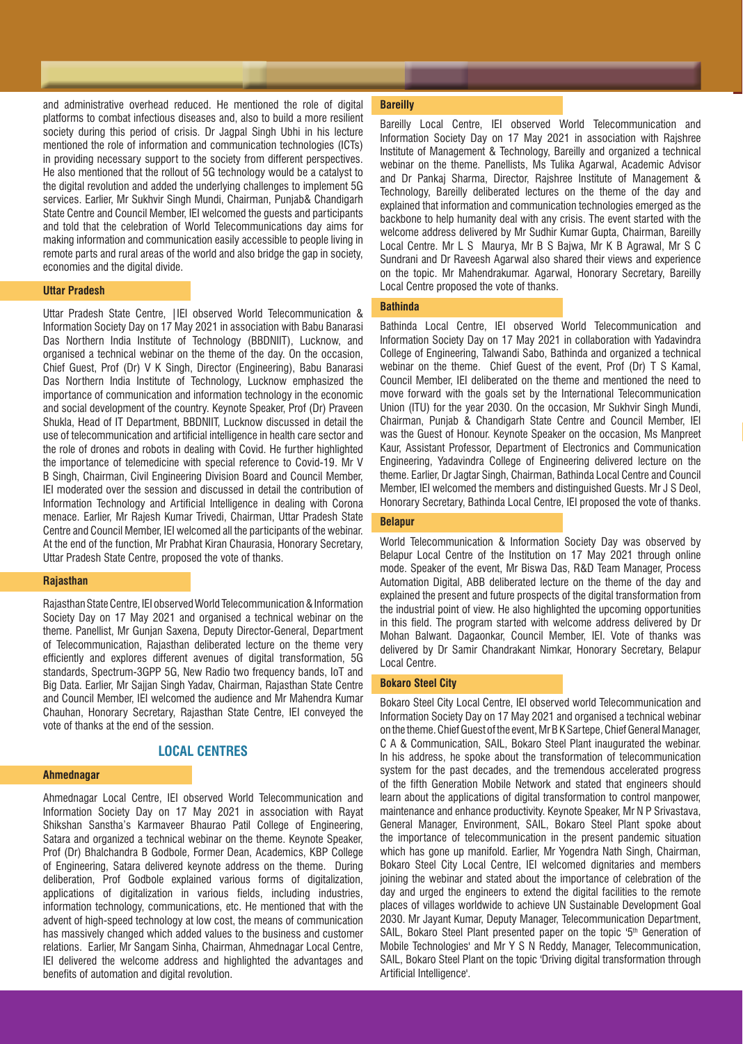and administrative overhead reduced. He mentioned the role of digital platforms to combat infectious diseases and, also to build a more resilient society during this period of crisis. Dr Jagpal Singh Ubhi in his lecture mentioned the role of information and communication technologies (ICTs) in providing necessary support to the society from different perspectives. He also mentioned that the rollout of 5G technology would be a catalyst to the digital revolution and added the underlying challenges to implement 5G services. Earlier, Mr Sukhvir Singh Mundi, Chairman, Punjab& Chandigarh State Centre and Council Member, IEI welcomed the guests and participants and told that the celebration of World Telecommunications day aims for making information and communication easily accessible to people living in remote parts and rural areas of the world and also bridge the gap in society, economies and the digital divide.

### Uttar Pradesh

Uttar Pradesh State Centre, |IEI observed World Telecommunication & Information Society Day on 17 May 2021 in association with Babu Banarasi Das Northern India Institute of Technology (BBDNIIT), Lucknow, and organised a technical webinar on the theme of the day. On the occasion, Chief Guest, Prof (Dr) V K Singh, Director (Engineering), Babu Banarasi Das Northern India Institute of Technology, Lucknow emphasized the importance of communication and information technology in the economic and social development of the country. Keynote Speaker, Prof (Dr) Praveen Shukla, Head of IT Department, BBDNIIT, Lucknow discussed in detail the use of telecommunication and artificial intelligence in health care sector and the role of drones and robots in dealing with Covid. He further highlighted the importance of telemedicine with special reference to Covid-19. Mr V B Singh, Chairman, Civil Engineering Division Board and Council Member, IEI moderated over the session and discussed in detail the contribution of Information Technology and Artificial Intelligence in dealing with Corona menace. Earlier, Mr Rajesh Kumar Trivedi, Chairman, Uttar Pradesh State Centre and Council Member, IEI welcomed all the participants of the webinar. At the end of the function, Mr Prabhat Kiran Chaurasia, Honorary Secretary, Uttar Pradesh State Centre, proposed the vote of thanks.

### Rajasthan

Rajasthan State Centre, IEI observed World Telecommunication & Information Society Day on 17 May 2021 and organised a technical webinar on the theme. Panellist, Mr Gunjan Saxena, Deputy Director-General, Department of Telecommunication, Rajasthan deliberated lecture on the theme very efficiently and explores different avenues of digital transformation, 5G standards, Spectrum-3GPP 5G, New Radio two frequency bands, IoT and Big Data. Earlier, Mr Sajjan Singh Yadav, Chairman, Rajasthan State Centre and Council Member, IEI welcomed the audience and Mr Mahendra Kumar Chauhan, Honorary Secretary, Rajasthan State Centre, IEI conveyed the vote of thanks at the end of the session.

## LOCAL CENTRES

### Ahmednagar

Ahmednagar Local Centre, IEI observed World Telecommunication and Information Society Day on 17 May 2021 in association with Rayat Shikshan Sanstha's Karmaveer Bhaurao Patil College of Engineering, Satara and organized a technical webinar on the theme. Keynote Speaker, Prof (Dr) Bhalchandra B Godbole, Former Dean, Academics, KBP College of Engineering, Satara delivered keynote address on the theme. During deliberation, Prof Godbole explained various forms of digitalization, applications of digitalization in various fields, including industries, information technology, communications, etc. He mentioned that with the advent of high-speed technology at low cost, the means of communication has massively changed which added values to the business and customer relations. Earlier, Mr Sangam Sinha, Chairman, Ahmednagar Local Centre, IEI delivered the welcome address and highlighted the advantages and benefits of automation and digital revolution.

### Bareilly

Bareilly Local Centre, IEI observed World Telecommunication and Information Society Day on 17 May 2021 in association with Rajshree Institute of Management & Technology, Bareilly and organized a technical webinar on the theme. Panellists, Ms Tulika Agarwal, Academic Advisor and Dr Pankaj Sharma, Director, Rajshree Institute of Management & Technology, Bareilly deliberated lectures on the theme of the day and explained that information and communication technologies emerged as the backbone to help humanity deal with any crisis. The event started with the welcome address delivered by Mr Sudhir Kumar Gupta, Chairman, Bareilly Local Centre. Mr L S Maurya, Mr B S Bajwa, Mr K B Agrawal, Mr S C Sundrani and Dr Raveesh Agarwal also shared their views and experience on the topic. Mr Mahendrakumar. Agarwal, Honorary Secretary, Bareilly Local Centre proposed the vote of thanks.

### Bathinda

Bathinda Local Centre, IEI observed World Telecommunication and Information Society Day on 17 May 2021 in collaboration with Yadavindra College of Engineering, Talwandi Sabo, Bathinda and organized a technical webinar on the theme. Chief Guest of the event, Prof (Dr) T S Kamal, Council Member, IEI deliberated on the theme and mentioned the need to move forward with the goals set by the International Telecommunication Union (ITU) for the year 2030. On the occasion, Mr Sukhvir Singh Mundi, Chairman, Punjab & Chandigarh State Centre and Council Member, IEI was the Guest of Honour. Keynote Speaker on the occasion, Ms Manpreet Kaur, Assistant Professor, Department of Electronics and Communication Engineering, Yadavindra College of Engineering delivered lecture on the theme. Earlier, Dr Jagtar Singh, Chairman, Bathinda Local Centre and Council Member, IEI welcomed the members and distinguished Guests. Mr J S Deol, Honorary Secretary, Bathinda Local Centre, IEI proposed the vote of thanks.

### Belapur

World Telecommunication & Information Society Day was observed by Belapur Local Centre of the Institution on 17 May 2021 through online mode. Speaker of the event, Mr Biswa Das, R&D Team Manager, Process Automation Digital, ABB deliberated lecture on the theme of the day and explained the present and future prospects of the digital transformation from the industrial point of view. He also highlighted the upcoming opportunities in this field. The program started with welcome address delivered by Dr Mohan Balwant. Dagaonkar, Council Member, IEI. Vote of thanks was delivered by Dr Samir Chandrakant Nimkar, Honorary Secretary, Belapur Local Centre.

### Bokaro Steel City

Bokaro Steel City Local Centre, IEI observed world Telecommunication and Information Society Day on 17 May 2021 and organised a technical webinar on the theme. Chief Guest of the event, Mr B K Sartepe, Chief General Manager, C A & Communication, SAIL, Bokaro Steel Plant inaugurated the webinar. In his address, he spoke about the transformation of telecommunication system for the past decades, and the tremendous accelerated progress of the fifth Generation Mobile Network and stated that engineers should learn about the applications of digital transformation to control manpower, maintenance and enhance productivity. Keynote Speaker, Mr N P Srivastava, General Manager, Environment, SAIL, Bokaro Steel Plant spoke about the importance of telecommunication in the present pandemic situation which has gone up manifold. Earlier, Mr Yogendra Nath Singh, Chairman, Bokaro Steel City Local Centre, IEI welcomed dignitaries and members joining the webinar and stated about the importance of celebration of the day and urged the engineers to extend the digital facilities to the remote places of villages worldwide to achieve UN Sustainable Development Goal 2030. Mr Jayant Kumar, Deputy Manager, Telecommunication Department, SAIL, Bokaro Steel Plant presented paper on the topic '5th Generation of Mobile Technologies' and Mr Y S N Reddy, Manager, Telecommunication, SAIL, Bokaro Steel Plant on the topic 'Driving digital transformation through Artificial Intelligence'.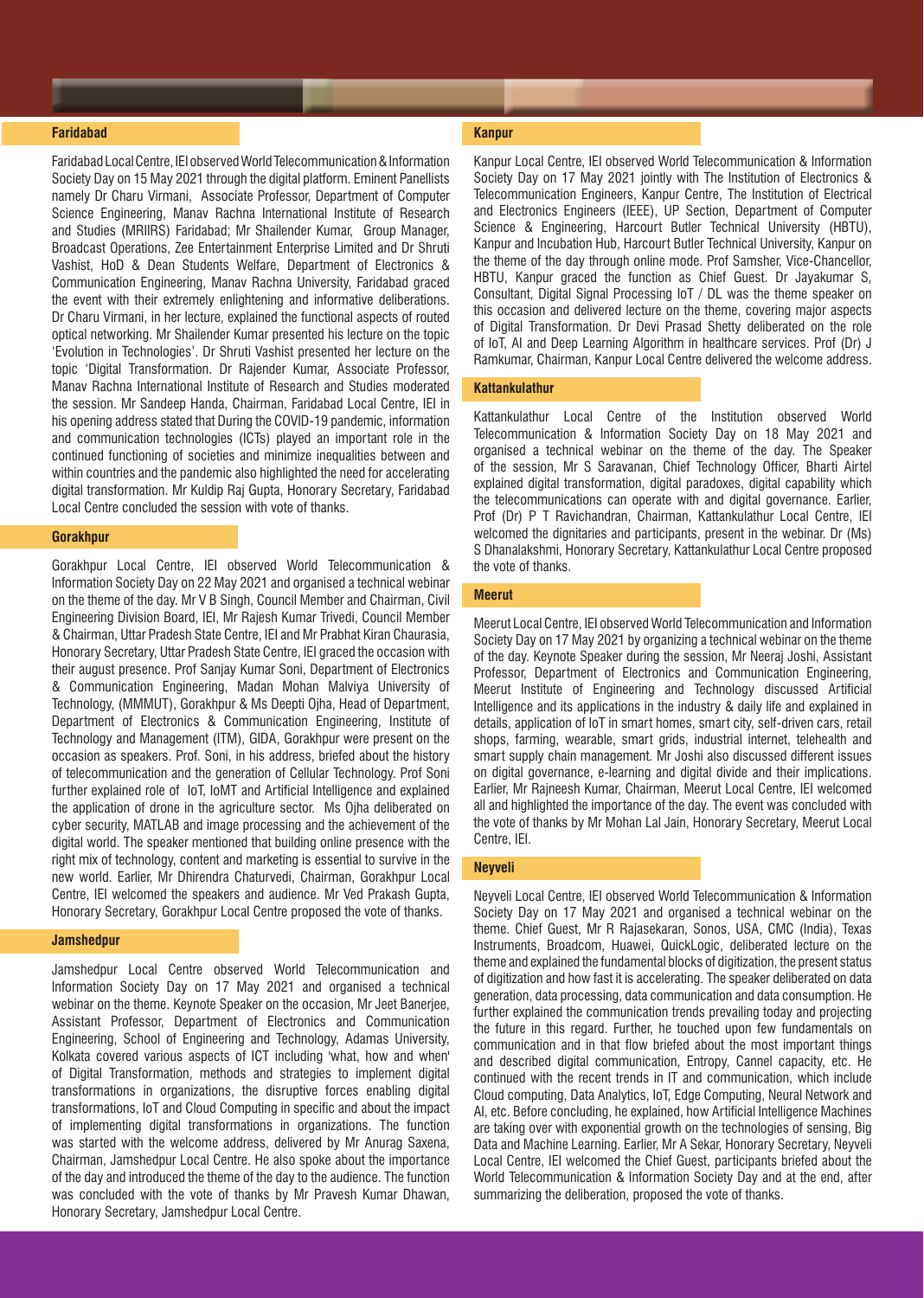## Faridabad

Faridabad Local Centre, IEI observed World Telecommunication & Information Society Day on 15 May 2021 through the digital platform. Eminent Panellists namely Dr Charu Virmani, Associate Professor, Department of Computer Science Engineering, Manav Rachna International Institute of Research and Studies (MRIIRS) Faridabad; Mr Shailender Kumar, Group Manager, Broadcast Operations, Zee Entertainment Enterprise Limited and Dr Shruti Vashist, HoD & Dean Students Welfare, Department of Electronics & Communication Engineering, Manav Rachna University, Faridabad graced the event with their extremely enlightening and informative deliberations. Dr Charu Virmani, in her lecture, explained the functional aspects of routed optical networking. Mr Shailender Kumar presented his lecture on the topic 'Evolution in Technologies'. Dr Shruti Vashist presented her lecture on the topic 'Digital Transformation. Dr Rajender Kumar, Associate Professor, Manav Rachna International Institute of Research and Studies moderated the session. Mr Sandeep Handa, Chairman, Faridabad Local Centre, IEI in his opening address stated that During the COVID-19 pandemic, information and communication technologies (ICTs) played an important role in the continued functioning of societies and minimize inequalities between and within countries and the pandemic also highlighted the need for accelerating digital transformation. Mr Kuldip Raj Gupta, Honorary Secretary, Faridabad Local Centre concluded the session with vote of thanks.

## Gorakhpur

Gorakhpur Local Centre, IEI observed World Telecommunication & Information Society Day on 22 May 2021 and organised a technical webinar on the theme of the day. Mr V B Singh, Council Member and Chairman, Civil Engineering Division Board, IEI, Mr Rajesh Kumar Trivedi, Council Member & Chairman, Uttar Pradesh State Centre, IEI and Mr Prabhat Kiran Chaurasia, Honorary Secretary, Uttar Pradesh State Centre, IEI graced the occasion with their august presence. Prof Sanjay Kumar Soni, Department of Electronics & Communication Engineering, Madan Mohan Malviya University of Technology, (MMMUT), Gorakhpur & Ms Deepti Ojha, Head of Department, Department of Electronics & Communication Engineering, Institute of Technology and Management (ITM), GIDA, Gorakhpur were present on the occasion as speakers. Prof. Soni, in his address, briefed about the history of telecommunication and the generation of Cellular Technology. Prof Soni further explained role of IoT, IoMT and Artificial Intelligence and explained the application of drone in the agriculture sector. Ms Ojha deliberated on cyber security, MATLAB and image processing and the achievement of the digital world. The speaker mentioned that building online presence with the right mix of technology, content and marketing is essential to survive in the new world. Earlier, Mr Dhirendra Chaturvedi, Chairman, Gorakhpur Local Centre, IEI welcomed the speakers and audience. Mr Ved Prakash Gupta, Honorary Secretary, Gorakhpur Local Centre proposed the vote of thanks.

## Jamshedpur

Jamshedpur Local Centre observed World Telecommunication and Information Society Day on 17 May 2021 and organised a technical webinar on the theme. Keynote Speaker on the occasion, Mr Jeet Banerjee, Assistant Professor, Department of Electronics and Communication Engineering, School of Engineering and Technology, Adamas University, Kolkata covered various aspects of ICT including 'what, how and when' of Digital Transformation, methods and strategies to implement digital transformations in organizations, the disruptive forces enabling digital transformations, IoT and Cloud Computing in specific and about the impact of implementing digital transformations in organizations. The function was started with the welcome address, delivered by Mr Anurag Saxena, Chairman, Jamshedpur Local Centre. He also spoke about the importance of the day and introduced the theme of the day to the audience. The function was concluded with the vote of thanks by Mr Pravesh Kumar Dhawan, Honorary Secretary, Jamshedpur Local Centre.

## Kanpur

Kanpur Local Centre, IEI observed World Telecommunication & Information Society Day on 17 May 2021 jointly with The Institution of Electronics & Telecommunication Engineers, Kanpur Centre, The Institution of Electrical and Electronics Engineers (IEEE), UP Section, Department of Computer Science & Engineering, Harcourt Butler Technical University (HBTU), Kanpur and Incubation Hub, Harcourt Butler Technical University, Kanpur on the theme of the day through online mode. Prof Samsher, Vice-Chancellor, HBTU, Kanpur graced the function as Chief Guest. Dr Jayakumar S, Consultant, Digital Signal Processing IoT / DL was the theme speaker on this occasion and delivered lecture on the theme, covering major aspects of Digital Transformation. Dr Devi Prasad Shetty deliberated on the role of IoT, AI and Deep Learning Algorithm in healthcare services. Prof (Dr) J Ramkumar, Chairman, Kanpur Local Centre delivered the welcome address.

## Kattankulathur

Kattankulathur Local Centre of the Institution observed World Telecommunication & Information Society Day on 18 May 2021 and organised a technical webinar on the theme of the day. The Speaker of the session, Mr S Saravanan, Chief Technology Officer, Bharti Airtel explained digital transformation, digital paradoxes, digital capability which the telecommunications can operate with and digital governance. Earlier, Prof (Dr) P T Ravichandran, Chairman, Kattankulathur Local Centre, IEI welcomed the dignitaries and participants, present in the webinar. Dr (Ms) S Dhanalakshmi, Honorary Secretary, Kattankulathur Local Centre proposed the vote of thanks.

## Meerut

Meerut Local Centre, IEI observed World Telecommunication and Information Society Day on 17 May 2021 by organizing a technical webinar on the theme of the day. Keynote Speaker during the session, Mr Neeraj Joshi, Assistant Professor, Department of Electronics and Communication Engineering, Meerut Institute of Engineering and Technology discussed Artificial Intelligence and its applications in the industry & daily life and explained in details, application of IoT in smart homes, smart city, self-driven cars, retail shops, farming, wearable, smart grids, industrial internet, telehealth and smart supply chain management. Mr Joshi also discussed different issues on digital governance, e-learning and digital divide and their implications. Earlier, Mr Rajneesh Kumar, Chairman, Meerut Local Centre, IEI welcomed all and highlighted the importance of the day. The event was concluded with the vote of thanks by Mr Mohan Lal Jain, Honorary Secretary, Meerut Local Centre, IEI.

## Neyveli

Neyveli Local Centre, IEI observed World Telecommunication & Information Society Day on 17 May 2021 and organised a technical webinar on the theme. Chief Guest, Mr R Rajasekaran, Sonos, USA, CMC (India), Texas Instruments, Broadcom, Huawei, QuickLogic, deliberated lecture on the theme and explained the fundamental blocks of digitization, the present status of digitization and how fast it is accelerating. The speaker deliberated on data generation, data processing, data communication and data consumption. He further explained the communication trends prevailing today and projecting the future in this regard. Further, he touched upon few fundamentals on communication and in that flow briefed about the most important things and described digital communication, Entropy, Cannel capacity, etc. He continued with the recent trends in IT and communication, which include Cloud computing, Data Analytics, IoT, Edge Computing, Neural Network and AI, etc. Before concluding, he explained, how Artificial Intelligence Machines are taking over with exponential growth on the technologies of sensing, Big Data and Machine Learning. Earlier, Mr A Sekar, Honorary Secretary, Neyveli Local Centre, IEI welcomed the Chief Guest, participants briefed about the World Telecommunication & Information Society Day and at the end, after summarizing the deliberation, proposed the vote of thanks.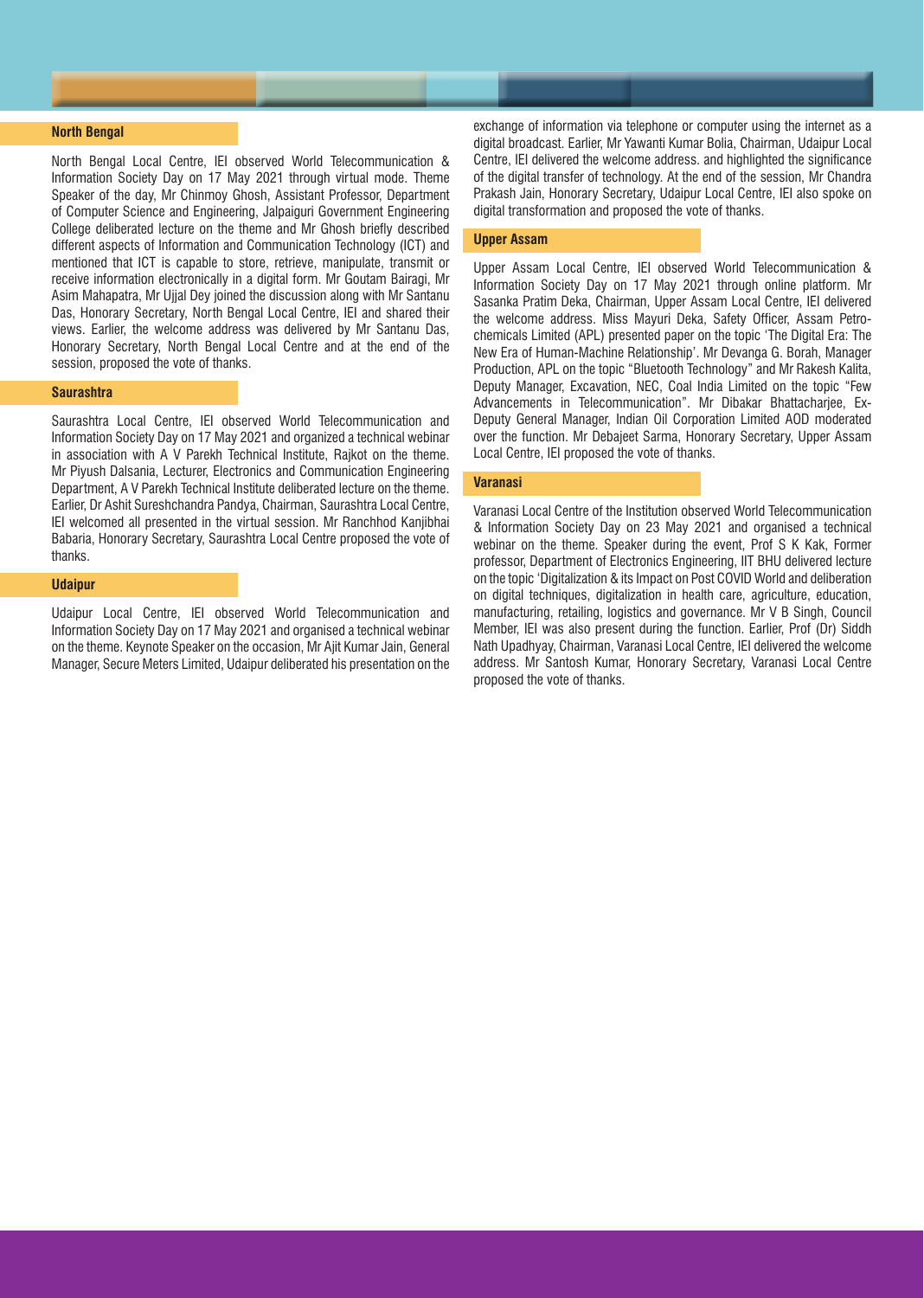## North Bengal

North Bengal Local Centre, IEI observed World Telecommunication & Information Society Day on 17 May 2021 through virtual mode. Theme Speaker of the day, Mr Chinmoy Ghosh, Assistant Professor, Department of Computer Science and Engineering, Jalpaiguri Government Engineering College deliberated lecture on the theme and Mr Ghosh briefly described different aspects of Information and Communication Technology (ICT) and mentioned that ICT is capable to store, retrieve, manipulate, transmit or receive information electronically in a digital form. Mr Goutam Bairagi, Mr Asim Mahapatra, Mr Ujjal Dey joined the discussion along with Mr Santanu Das, Honorary Secretary, North Bengal Local Centre, IEI and shared their views. Earlier, the welcome address was delivered by Mr Santanu Das, Honorary Secretary, North Bengal Local Centre and at the end of the session, proposed the vote of thanks.

## Saurashtra

Saurashtra Local Centre, IEI observed World Telecommunication and Information Society Day on 17 May 2021 and organized a technical webinar in association with A V Parekh Technical Institute, Rajkot on the theme. Mr Piyush Dalsania, Lecturer, Electronics and Communication Engineering Department, A V Parekh Technical Institute deliberated lecture on the theme. Earlier, Dr Ashit Sureshchandra Pandya, Chairman, Saurashtra Local Centre, IEI welcomed all presented in the virtual session. Mr Ranchhod Kanjibhai Babaria, Honorary Secretary, Saurashtra Local Centre proposed the vote of thanks.

## Udaipur

Udaipur Local Centre, IEI observed World Telecommunication and Information Society Day on 17 May 2021 and organised a technical webinar on the theme. Keynote Speaker on the occasion, Mr Ajit Kumar Jain, General Manager, Secure Meters Limited, Udaipur deliberated his presentation on the exchange of information via telephone or computer using the internet as a digital broadcast. Earlier, Mr Yawanti Kumar Bolia, Chairman, Udaipur Local Centre, IEI delivered the welcome address. and highlighted the significance of the digital transfer of technology. At the end of the session, Mr Chandra Prakash Jain, Honorary Secretary, Udaipur Local Centre, IEI also spoke on digital transformation and proposed the vote of thanks.

## Upper Assam

Upper Assam Local Centre, IEI observed World Telecommunication & Information Society Day on 17 May 2021 through online platform. Mr Sasanka Pratim Deka, Chairman, Upper Assam Local Centre, IEI delivered the welcome address. Miss Mayuri Deka, Safety Officer, Assam Petro-chemicals Limited (APL) presented paper on the topic 'The Digital Era: The New Era of Human-Machine Relationship'. Mr Devanga G. Borah, Manager Production, APL on the topic "Bluetooth Technology" and Mr Rakesh Kalita, Deputy Manager, Excavation, NEC, Coal India Limited on the topic "Few Advancements in Telecommunication". Mr Dibakar Bhattacharjee, Ex-Deputy General Manager, Indian Oil Corporation Limited AOD moderated over the function. Mr Debajeet Sarma, Honorary Secretary, Upper Assam Local Centre, IEI proposed the vote of thanks.

## Varanasi

Varanasi Local Centre of the Institution observed World Telecommunication & Information Society Day on 23 May 2021 and organised a technical webinar on the theme. Speaker during the event, Prof S K Kak, Former professor, Department of Electronics Engineering, IIT BHU delivered lecture on the topic 'Digitalization & its Impact on Post COVID World and deliberation on digital techniques, digitalization in health care, agriculture, education, manufacturing, retailing, logistics and governance. Mr V B Singh, Council Member, IEI was also present during the function. Earlier, Prof (Dr) Siddh Nath Upadhyay, Chairman, Varanasi Local Centre, IEI delivered the welcome address. Mr Santosh Kumar, Honorary Secretary, Varanasi Local Centre proposed the vote of thanks.